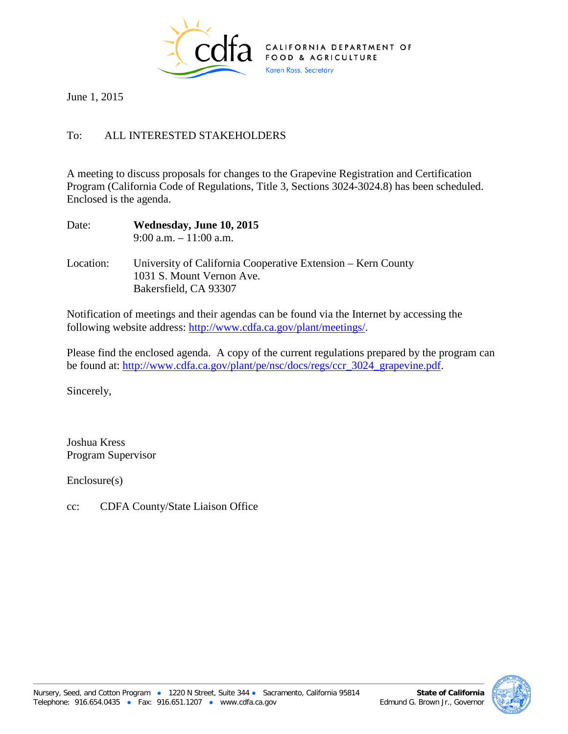CALIFORNIA DEPARTMENT OF FOOD & AGRICULTURE
Karen Ross, Secretary

June 1, 2015

To: ALL INTERESTED STAKEHOLDERS

A meeting to discuss proposals for changes to the Grapevine Registration and Certification Program (California Code of Regulations, Title 3, Sections 3024-3024.8) has been scheduled. Enclosed is the agenda.

Date: **Wednesday, June 10, 2015**
9:00 a.m. – 11:00 a.m.

Location: University of California Cooperative Extension – Kern County
1031 S. Mount Vernon Ave.
Bakersfield, CA 93307

Notification of meetings and their agendas can be found via the Internet by accessing the following website address: http://www.cdfa.ca.gov/plant/meetings/.

Please find the enclosed agenda. A copy of the current regulations prepared by the program can be found at: http://www.cdfa.ca.gov/plant/pe/nsc/docs/regs/ccr_3024_grapevine.pdf.

Sincerely,

Joshua Kress
Program Supervisor

Enclosure(s)

cc: CDFA County/State Liaison Office

Nursery, Seed, and Cotton Program • 1220 N Street, Suite 344 • Sacramento, California 95814
Telephone: 916.654.0435 • Fax: 916.651.1207 • www.cdfa.ca.gov

**State of California**
Edmund G. Brown Jr., Governor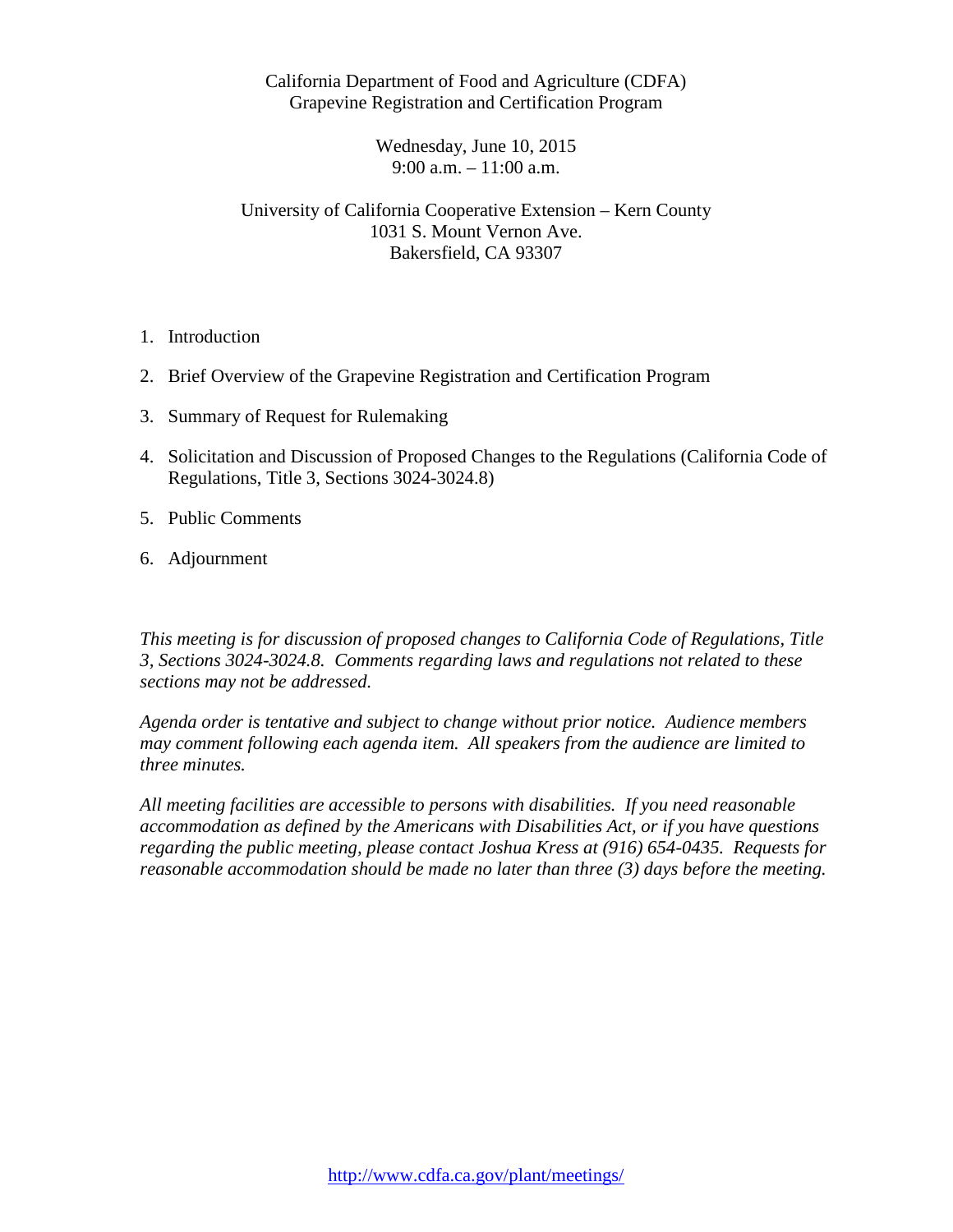California Department of Food and Agriculture (CDFA)
Grapevine Registration and Certification Program

Wednesday, June 10, 2015
9:00 a.m. – 11:00 a.m.

University of California Cooperative Extension – Kern County
1031 S. Mount Vernon Ave.
Bakersfield, CA 93307

1. Introduction
2. Brief Overview of the Grapevine Registration and Certification Program
3. Summary of Request for Rulemaking
4. Solicitation and Discussion of Proposed Changes to the Regulations (California Code of Regulations, Title 3, Sections 3024-3024.8)
5. Public Comments
6. Adjournment

*This meeting is for discussion of proposed changes to California Code of Regulations, Title 3, Sections 3024-3024.8. Comments regarding laws and regulations not related to these sections may not be addressed.*

*Agenda order is tentative and subject to change without prior notice. Audience members may comment following each agenda item. All speakers from the audience are limited to three minutes.*

*All meeting facilities are accessible to persons with disabilities. If you need reasonable accommodation as defined by the Americans with Disabilities Act, or if you have questions regarding the public meeting, please contact Joshua Kress at (916) 654-0435. Requests for reasonable accommodation should be made no later than three (3) days before the meeting.*

http://www.cdfa.ca.gov/plant/meetings/